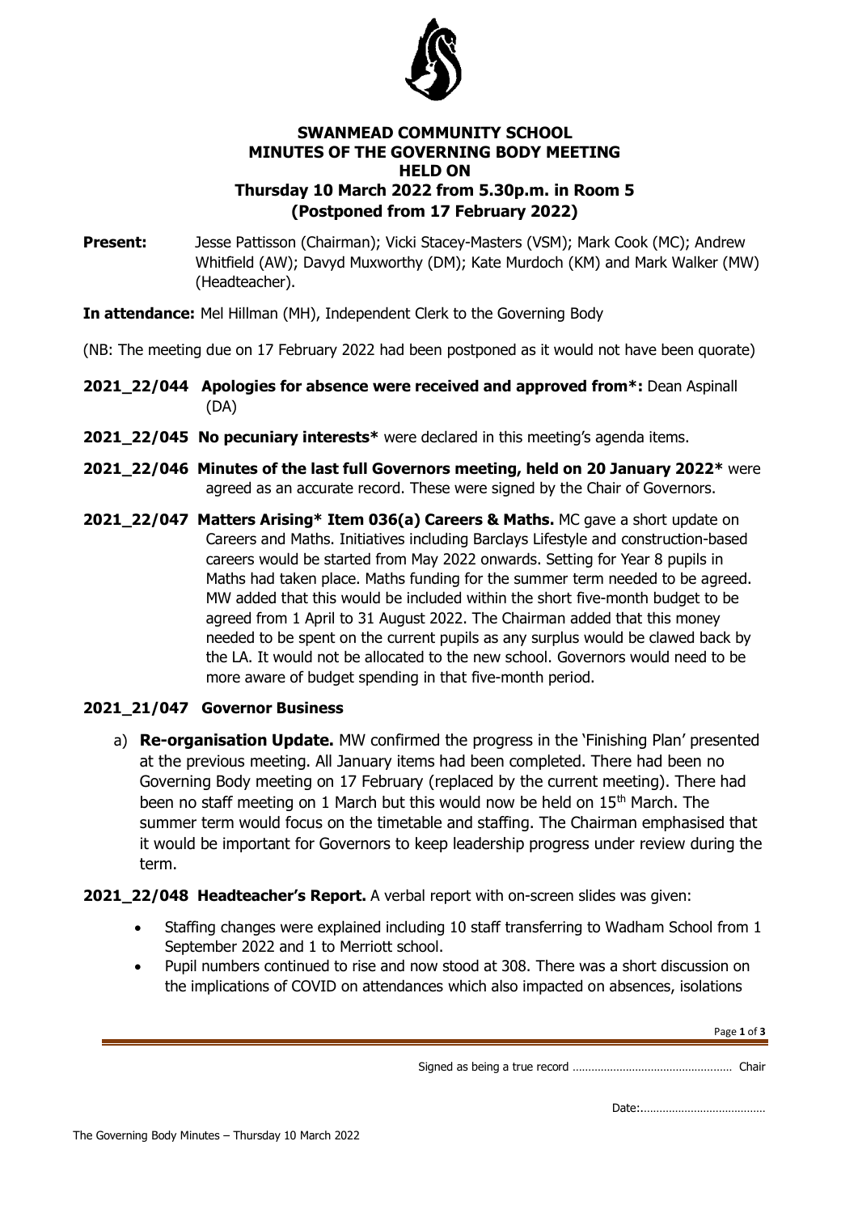# SWANMEAD COMMUNITY SCHOOL
## MINUTES OF THE GOVERNING BODY MEETING HELD ON
## Thursday 10 March 2022 from 5.30p.m. in Room 5 (Postponed from 17 February 2022)

**Present:** Jesse Pattisson (Chairman); Vicki Stacey-Masters (VSM); Mark Cook (MC); Andrew Whitfield (AW); Davyd Muxworthy (DM); Kate Murdoch (KM) and Mark Walker (MW) (Headteacher).

**In attendance:** Mel Hillman (MH), Independent Clerk to the Governing Body

(NB: The meeting due on 17 February 2022 had been postponed as it would not have been quorate)

**2021_22/044 Apologies for absence were received and approved from*:** Dean Aspinall (DA)

**2021_22/045 No pecuniary interests*** were declared in this meeting's agenda items.

**2021_22/046 Minutes of the last full Governors meeting, held on 20 January 2022*** were agreed as an accurate record. These were signed by the Chair of Governors.

**2021_22/047 Matters Arising* Item 036(a) Careers & Maths.** MC gave a short update on Careers and Maths. Initiatives including Barclays Lifestyle and construction-based careers would be started from May 2022 onwards. Setting for Year 8 pupils in Maths had taken place. Maths funding for the summer term needed to be agreed. MW added that this would be included within the short five-month budget to be agreed from 1 April to 31 August 2022. The Chairman added that this money needed to be spent on the current pupils as any surplus would be clawed back by the LA. It would not be allocated to the new school. Governors would need to be more aware of budget spending in that five-month period.

### 2021_21/047 Governor Business

a) **Re-organisation Update.** MW confirmed the progress in the 'Finishing Plan' presented at the previous meeting. All January items had been completed. There had been no Governing Body meeting on 17 February (replaced by the current meeting). There had been no staff meeting on 1 March but this would now be held on 15th March. The summer term would focus on the timetable and staffing. The Chairman emphasised that it would be important for Governors to keep leadership progress under review during the term.

**2021_22/048 Headteacher's Report.** A verbal report with on-screen slides was given:

- Staffing changes were explained including 10 staff transferring to Wadham School from 1 September 2022 and 1 to Merriott school.
- Pupil numbers continued to rise and now stood at 308. There was a short discussion on the implications of COVID on attendances which also impacted on absences, isolations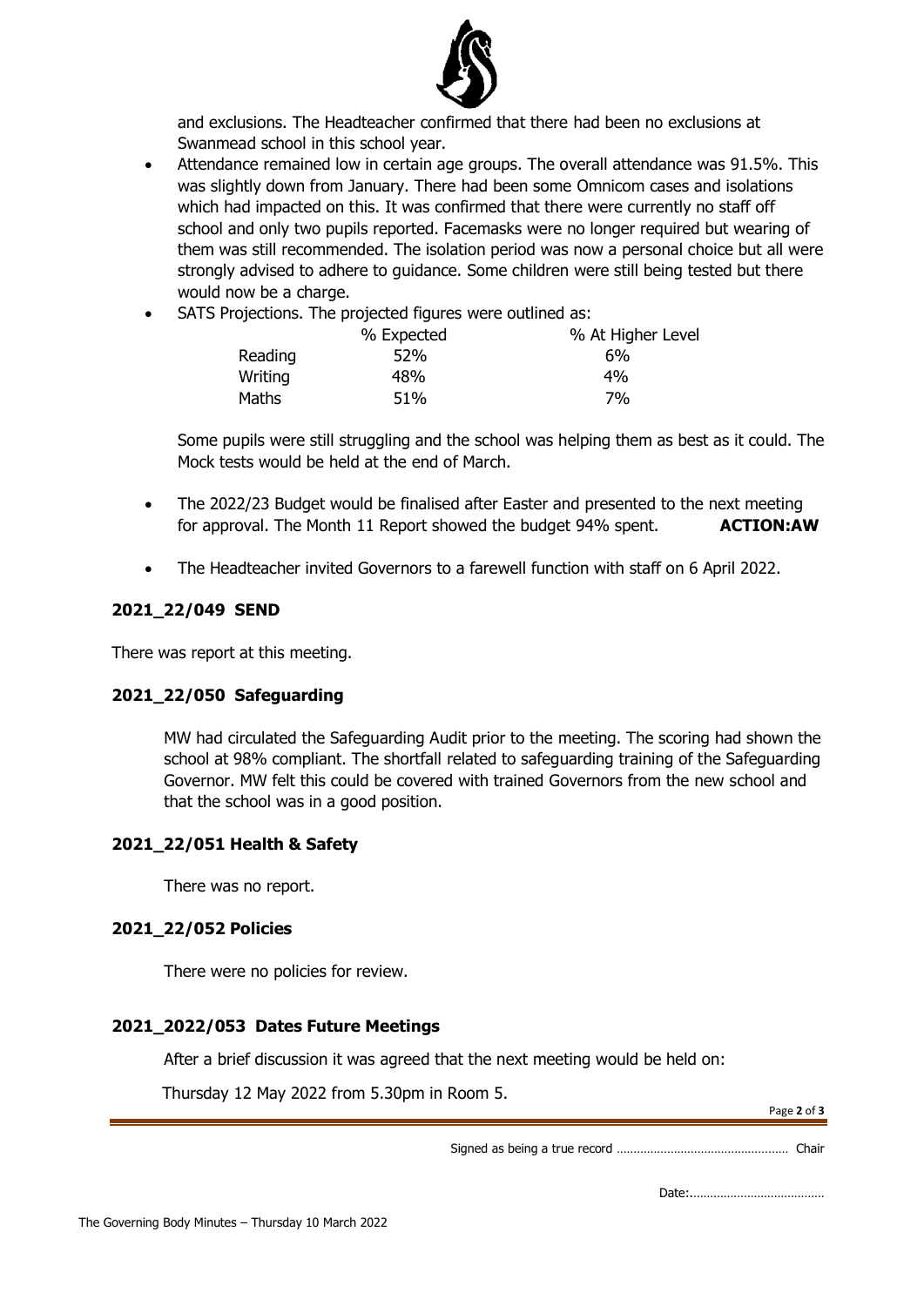and exclusions. The Headteacher confirmed that there had been no exclusions at Swanmead school in this school year.

- Attendance remained low in certain age groups. The overall attendance was 91.5%. This was slightly down from January. There had been some Omnicom cases and isolations which had impacted on this. It was confirmed that there were currently no staff off school and only two pupils reported. Facemasks were no longer required but wearing of them was still recommended. The isolation period was now a personal choice but all were strongly advised to adhere to guidance. Some children were still being tested but there would now be a charge.
- SATS Projections. The projected figures were outlined as:

| | % Expected | % At Higher Level |
|---|---|---|
| Reading | 52% | 6% |
| Writing | 48% | 4% |
| Maths | 51% | 7% |

Some pupils were still struggling and the school was helping them as best as it could. The Mock tests would be held at the end of March.

- The 2022/23 Budget would be finalised after Easter and presented to the next meeting for approval. The Month 11 Report showed the budget 94% spent. **ACTION:AW**
- The Headteacher invited Governors to a farewell function with staff on 6 April 2022.

### 2021_22/049 SEND

There was report at this meeting.

### 2021_22/050 Safeguarding

MW had circulated the Safeguarding Audit prior to the meeting. The scoring had shown the school at 98% compliant. The shortfall related to safeguarding training of the Safeguarding Governor. MW felt this could be covered with trained Governors from the new school and that the school was in a good position.

### 2021_22/051 Health & Safety

There was no report.

### 2021_22/052 Policies

There were no policies for review.

### 2021_2022/053 Dates Future Meetings

After a brief discussion it was agreed that the next meeting would be held on:

Thursday 12 May 2022 from 5.30pm in Room 5.

Signed as being a true record …………………………………………… Chair

Date:…………………………………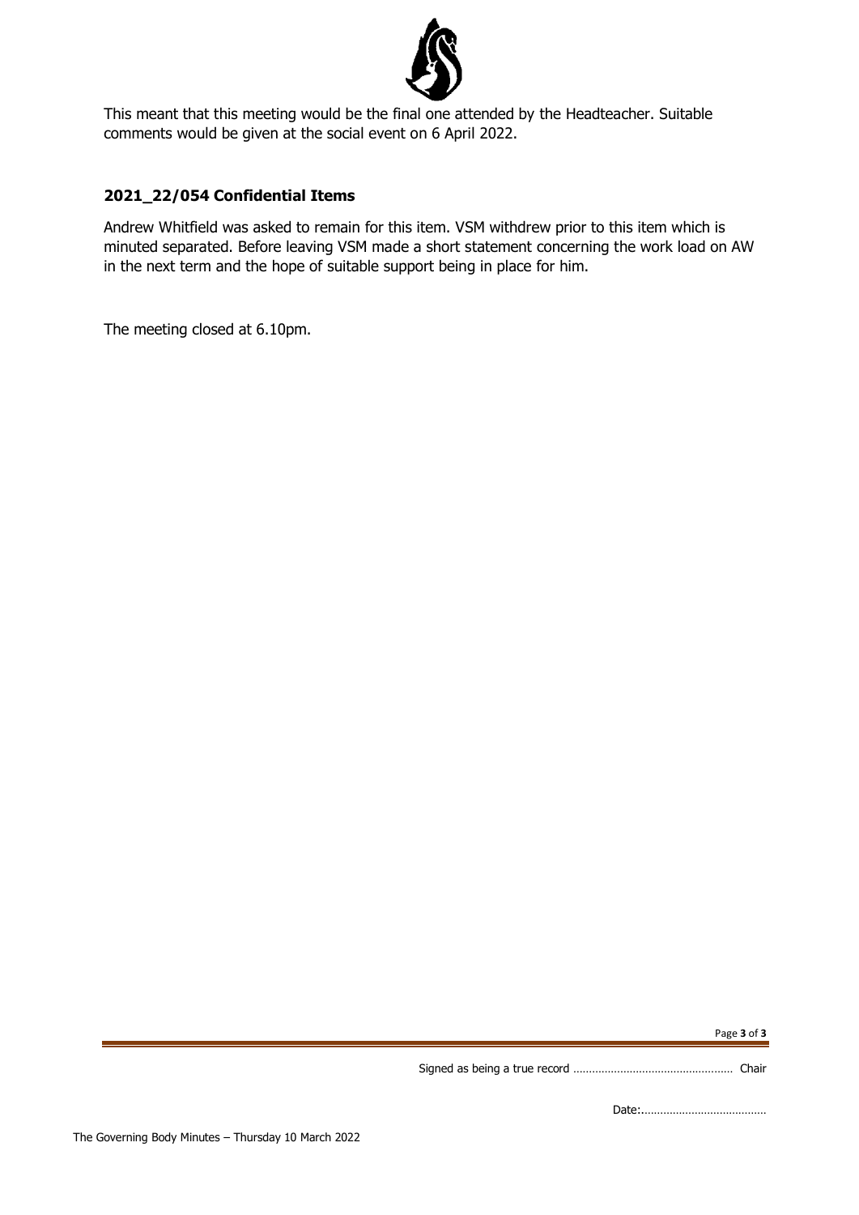This meant that this meeting would be the final one attended by the Headteacher. Suitable comments would be given at the social event on 6 April 2022.

### 2021_22/054 Confidential Items

Andrew Whitfield was asked to remain for this item. VSM withdrew prior to this item which is minuted separated. Before leaving VSM made a short statement concerning the work load on AW in the next term and the hope of suitable support being in place for him.

The meeting closed at 6.10pm.

Signed as being a true record …………………………………………… Chair

Date:…………………………………